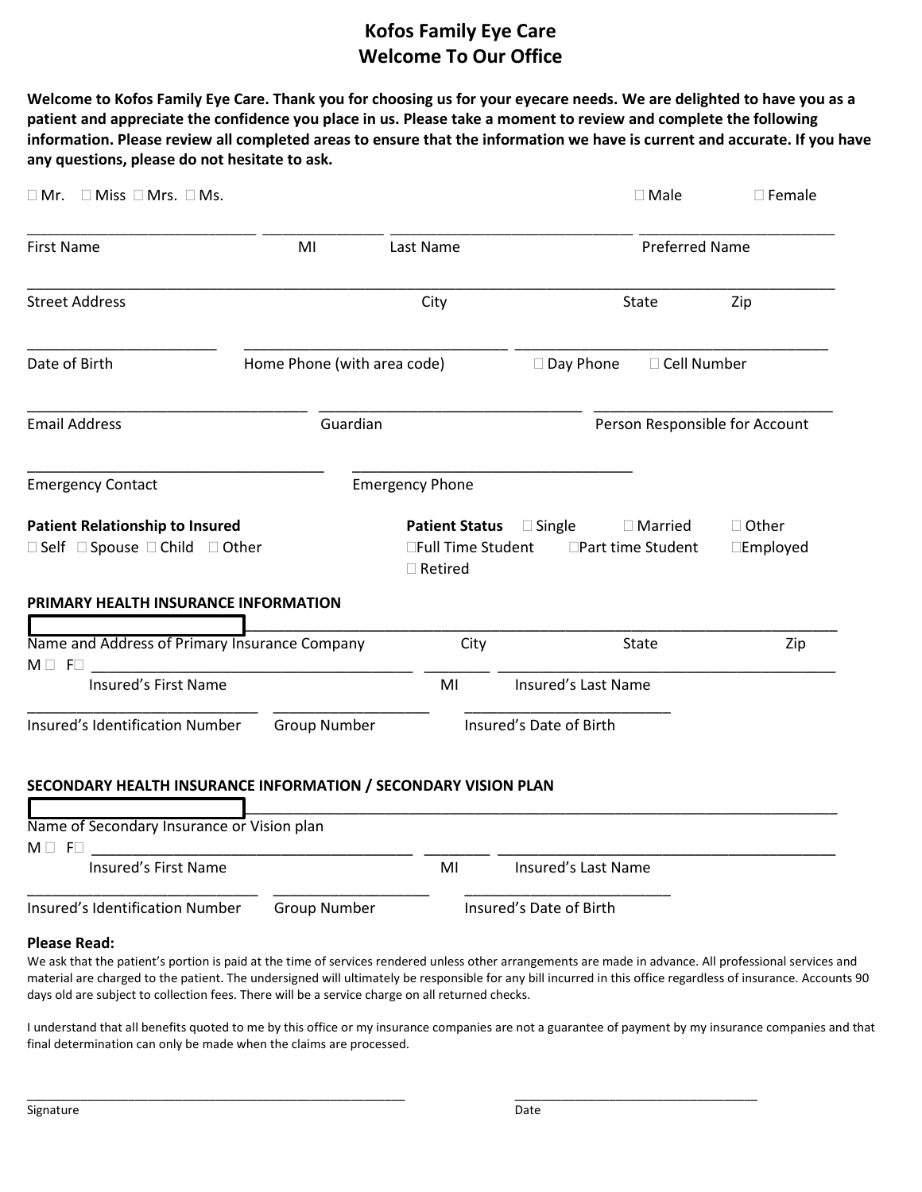# Kofos Family Eye Care
## Welcome To Our Office

**Welcome to Kofos Family Eye Care. Thank you for choosing us for your eyecare needs. We are delighted to have you as a patient and appreciate the confidence you place in us. Please take a moment to review and complete the following information. Please review all completed areas to ensure that the information we have is current and accurate. If you have any questions, please do not hesitate to ask.**

☐ Mr. ☐ Miss ☐ Mrs. ☐ Ms. ☐ Male ☐ Female

______________________ ____________ ______________________ __________________

First Name MI Last Name Preferred Name

________________________________________________________________________________

Street Address City State Zip

__________________ _________________________ ______________________________

Date of Birth Home Phone (with area code) ☐ Day Phone ☐ Cell Number

___________________________ _________________________ ______________________

Email Address Guardian Person Responsible for Account

____________________________ ___________________________

Emergency Contact Emergency Phone

**Patient Relationship to Insured**
☐ Self ☐ Spouse ☐ Child ☐ Other

**Patient Status** ☐ Single ☐ Married ☐ Other
☐Full Time Student ☐Part time Student ☐Employed
☐ Retired

**PRIMARY HEALTH INSURANCE INFORMATION**

________________________________________________________________________________

Name and Address of Primary Insurance Company City State Zip

M ☐ F☐ ______________________________ ______ _________________________________

Insured's First Name MI Insured's Last Name

______________________ _______________ ____________________

Insured's Identification Number Group Number Insured's Date of Birth

**SECONDARY HEALTH INSURANCE INFORMATION / SECONDARY VISION PLAN**

________________________________________________________________________________

Name of Secondary Insurance or Vision plan

M ☐ F☐ ______________________________ ______ _________________________________

Insured's First Name MI Insured's Last Name

______________________ _______________ ____________________

Insured's Identification Number Group Number Insured's Date of Birth

**Please Read:**

We ask that the patient's portion is paid at the time of services rendered unless other arrangements are made in advance. All professional services and material are charged to the patient. The undersigned will ultimately be responsible for any bill incurred in this office regardless of insurance. Accounts 90 days old are subject to collection fees. There will be a service charge on all returned checks.

I understand that all benefits quoted to me by this office or my insurance companies are not a guarantee of payment by my insurance companies and that final determination can only be made when the claims are processed.

________________________________________ __________________________

Signature Date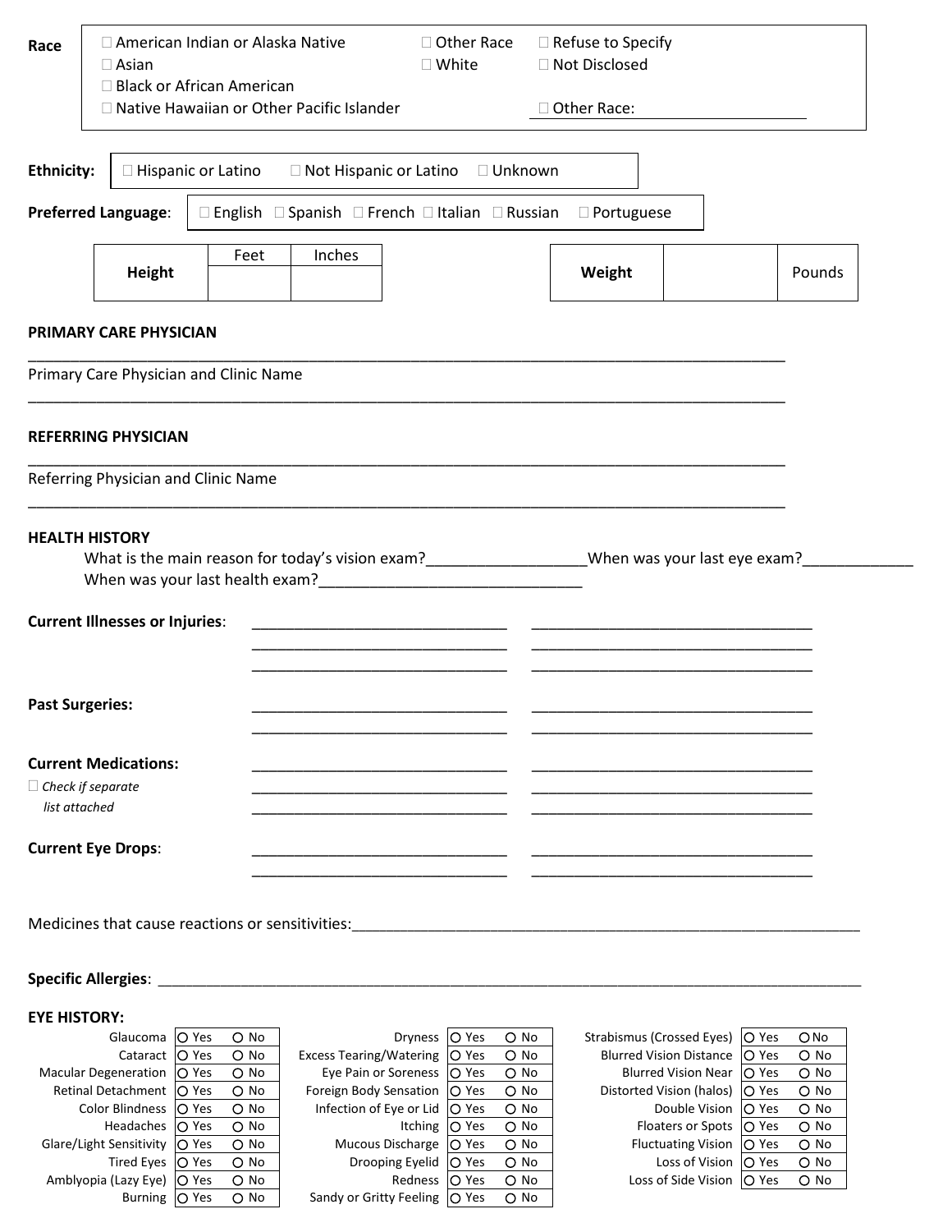**Race**

| | | |
|---|---|---|
| ☐ American Indian or Alaska Native | ☐ Other Race | ☐ Refuse to Specify |
| ☐ Asian | ☐ White | ☐ Not Disclosed |
| ☐ Black or African American | | |
| ☐ Native Hawaiian or Other Pacific Islander | | ☐ Other Race: ______________ |

**Ethnicity:** ☐ Hispanic or Latino ☐ Not Hispanic or Latino ☐ Unknown

**Preferred Language**: ☐ English ☐ Spanish ☐ French ☐ Italian ☐ Russian ☐ Portuguese

| **Height** | Feet | Inches |
|---|---|---|
| | | |

| **Weight** | | Pounds |
|---|---|---|

**PRIMARY CARE PHYSICIAN**

______________________________________________________________________________

Primary Care Physician and Clinic Name

______________________________________________________________________________

**REFERRING PHYSICIAN**

______________________________________________________________________________

Referring Physician and Clinic Name

______________________________________________________________________________

**HEALTH HISTORY**

What is the main reason for today's vision exam?__________________When was your last eye exam?_____________

When was your last health exam?______________________________

**Current Illnesses or Injuries**: ______________________________ ______________________________

______________________________ ______________________________

______________________________ ______________________________

**Past Surgeries:** ______________________________ ______________________________

______________________________ ______________________________

**Current Medications:** ______________________________ ______________________________

☐ *Check if separate list attached* ______________________________ ______________________________

______________________________ ______________________________

**Current Eye Drops**: ______________________________ ______________________________

______________________________ ______________________________

Medicines that cause reactions or sensitivities:____________________________________________________________

**Specific Allergies**: ________________________________________________________________________________

**EYE HISTORY:**

| Condition | Yes | No |
|---|---|---|
| Glaucoma | ○ Yes | ○ No |
| Cataract | ○ Yes | ○ No |
| Macular Degeneration | ○ Yes | ○ No |
| Retinal Detachment | ○ Yes | ○ No |
| Color Blindness | ○ Yes | ○ No |
| Headaches | ○ Yes | ○ No |
| Glare/Light Sensitivity | ○ Yes | ○ No |
| Tired Eyes | ○ Yes | ○ No |
| Amblyopia (Lazy Eye) | ○ Yes | ○ No |
| Burning | ○ Yes | ○ No |
| Dryness | ○ Yes | ○ No |
| Excess Tearing/Watering | ○ Yes | ○ No |
| Eye Pain or Soreness | ○ Yes | ○ No |
| Foreign Body Sensation | ○ Yes | ○ No |
| Infection of Eye or Lid | ○ Yes | ○ No |
| Itching | ○ Yes | ○ No |
| Mucous Discharge | ○ Yes | ○ No |
| Drooping Eyelid | ○ Yes | ○ No |
| Redness | ○ Yes | ○ No |
| Sandy or Gritty Feeling | ○ Yes | ○ No |
| Strabismus (Crossed Eyes) | ○ Yes | ○ No |
| Blurred Vision Distance | ○ Yes | ○ No |
| Blurred Vision Near | ○ Yes | ○ No |
| Distorted Vision (halos) | ○ Yes | ○ No |
| Double Vision | ○ Yes | ○ No |
| Floaters or Spots | ○ Yes | ○ No |
| Fluctuating Vision | ○ Yes | ○ No |
| Loss of Vision | ○ Yes | ○ No |
| Loss of Side Vision | ○ Yes | ○ No |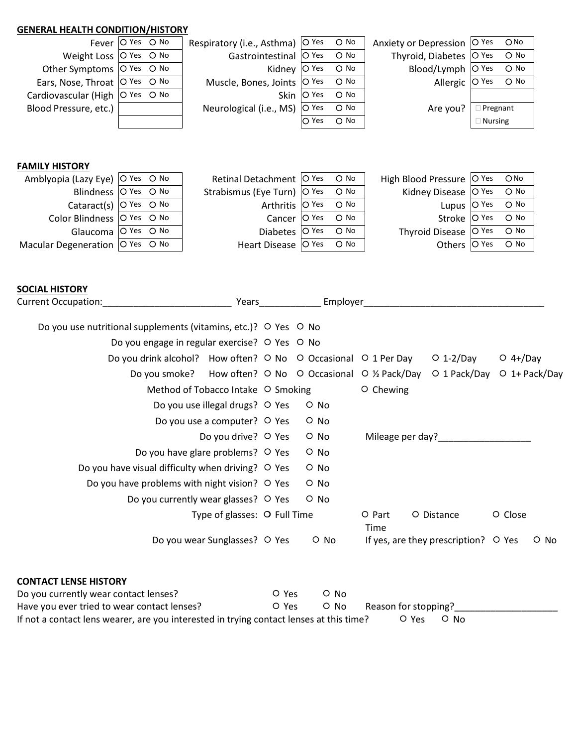**GENERAL HEALTH CONDITION/HISTORY**

| | | | | | |
|---|---|---|---|---|---|
| Fever | O Yes O No | Respiratory (i.e., Asthma) | O Yes O No | Anxiety or Depression | O Yes O No |
| Weight Loss | O Yes O No | Gastrointestinal | O Yes O No | Thyroid, Diabetes | O Yes O No |
| Other Symptoms | O Yes O No | Kidney | O Yes O No | Blood/Lymph | O Yes O No |
| Ears, Nose, Throat | O Yes O No | Muscle, Bones, Joints | O Yes O No | Allergic | O Yes O No |
| Cardiovascular (High | O Yes O No | Skin | O Yes O No | | |
| Blood Pressure, etc.) | | Neurological (i.e., MS) | O Yes O No | Are you? | □ Pregnant |
| | | | O Yes O No | | □ Nursing |

**FAMILY HISTORY**

| | | | | | |
|---|---|---|---|---|---|
| Amblyopia (Lazy Eye) | O Yes O No | Retinal Detachment | O Yes O No | High Blood Pressure | O Yes O No |
| Blindness | O Yes O No | Strabismus (Eye Turn) | O Yes O No | Kidney Disease | O Yes O No |
| Cataract(s) | O Yes O No | Arthritis | O Yes O No | Lupus | O Yes O No |
| Color Blindness | O Yes O No | Cancer | O Yes O No | Stroke | O Yes O No |
| Glaucoma | O Yes O No | Diabetes | O Yes O No | Thyroid Disease | O Yes O No |
| Macular Degeneration | O Yes O No | Heart Disease | O Yes O No | Others | O Yes O No |

**SOCIAL HISTORY**

Current Occupation:________________________ Years___________ Employer__________________________________

Do you use nutritional supplements (vitamins, etc.)? O Yes O No

Do you engage in regular exercise? O Yes O No

Do you drink alcohol? How often? O No O Occasional O 1 Per Day O 1-2/Day O 4+/Day

Do you smoke? How often? O No O Occasional O ½ Pack/Day O 1 Pack/Day O 1+ Pack/Day

Method of Tobacco Intake O Smoking O Chewing

Do you use illegal drugs? O Yes O No

Do you use a computer? O Yes O No

Do you drive? O Yes O No Mileage per day?_________________

Do you have glare problems? O Yes O No

Do you have visual difficulty when driving? O Yes O No

Do you have problems with night vision? O Yes O No

Do you currently wear glasses? O Yes O No

Type of glasses: O Full Time O Part Time O Distance O Close

Do you wear Sunglasses? O Yes O No If yes, are they prescription? O Yes O No

**CONTACT LENSE HISTORY**

Do you currently wear contact lenses? O Yes O No

Have you ever tried to wear contact lenses? O Yes O No Reason for stopping?___________________

If not a contact lens wearer, are you interested in trying contact lenses at this time? O Yes O No